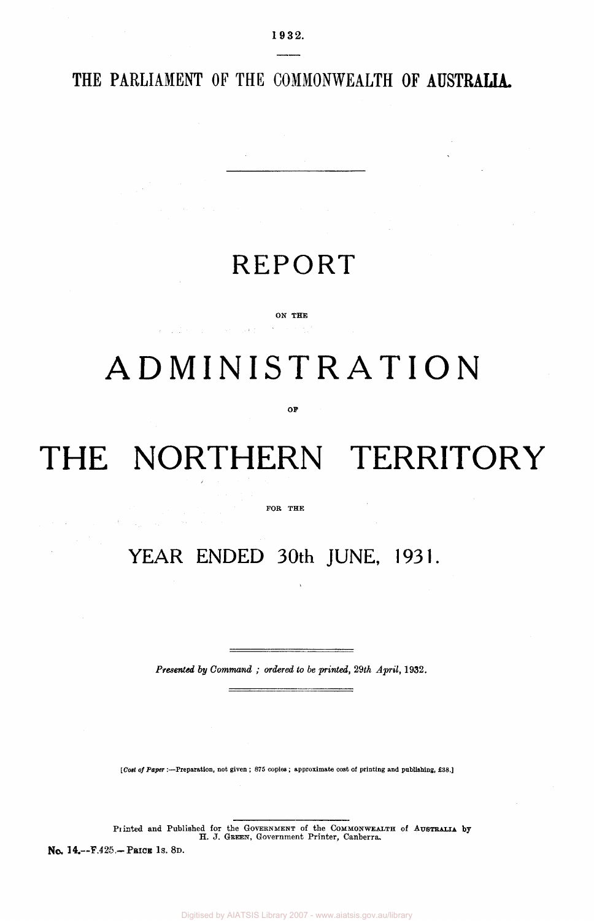1932.

THE PARLIAMENT OF THE COMMONWEALTH OF AUSTRALIA.

# REPORT

ON THE

# ADMINISTRATION

OF

# THE NORTHERN TERRITORY

FOR THE

## YEAR ENDED 30th JUNE, 1931.

*Presented by Command ; ordered to be printed*, 29th *April*, 1932.

[*Cost of Paper* :—Preparation, not given ; 875 copies ; approximate cost of printing and publishing, £38.]

Printed and Published for the GOVERNMENT of the COMMONWEALTH of AUSTRALIA by H. J. GREEN, Government Printer, Canberra.

No. 14.—F.425.—PRICE 1s. 8D.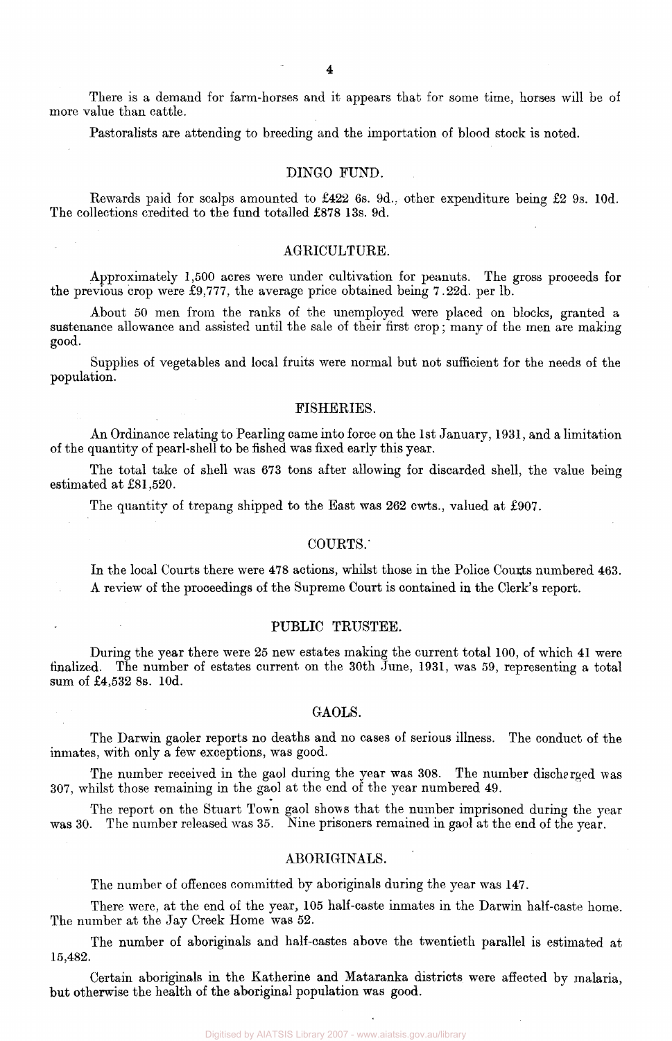There is a demand for farm-horses and it appears that for some time, horses will be of more value than cattle.

Pastoralists are attending to breeding and the importation of blood stock is noted.

## DINGO FUND.

Rewards paid for scalps amounted to £422 6s. 9d., other expenditure being £2 9s. 10d. The collections credited to the fund totalled £878 13s. 9d.

## AGRICULTURE.

Approximately 1,500 acres were under cultivation for peanuts. The gross proceeds for the previous crop were £9,777, the average price obtained being 7.22d. per lb.

About 50 men from the ranks of the unemployed were placed on blocks, granted a sustenance allowance and assisted until the sale of their first crop; many of the men are making good.

Supplies of vegetables and local fruits were normal but not sufficient for the needs of the population.

## FISHERIES.

An Ordinance relating to Pearling came into force on the 1st January, 1931, and a limitation of the quantity of pearl-shell to be fished was fixed early this year.

The total take of shell was 673 tons after allowing for discarded shell, the value being estimated at £81,520.

The quantity of trepang shipped to the East was 262 cwts., valued at £907.

## COURTS.

In the local Courts there were 478 actions, whilst those in the Police Courts numbered 463.

A review of the proceedings of the Supreme Court is contained in the Clerk's report.

## PUBLIC TRUSTEE.

During the year there were 25 new estates making the current total 100, of which 41 were finalized. The number of estates current on the 30th June, 1931, was 59, representing a total sum of £4,532 8s. 10d.

## GAOLS.

The Darwin gaoler reports no deaths and no cases of serious illness. The conduct of the inmates, with only a few exceptions, was good.

The number received in the gaol during the year was 308. The number discharged was 307, whilst those remaining in the gaol at the end of the year numbered 49.

The report on the Stuart Town gaol shows that the number imprisoned during the year was 30. The number released was 35. Nine prisoners remained in gaol at the end of the year.

## ABORIGINALS.

The number of offences committed by aboriginals during the year was 147.

There were, at the end of the year, 105 half-caste inmates in the Darwin half-caste home. The number at the Jay Creek Home was 52.

The number of aboriginals and half-castes above the twentieth parallel is estimated at 15,482.

Certain aboriginals in the Katherine and Mataranka districts were affected by malaria, but otherwise the health of the aboriginal population was good.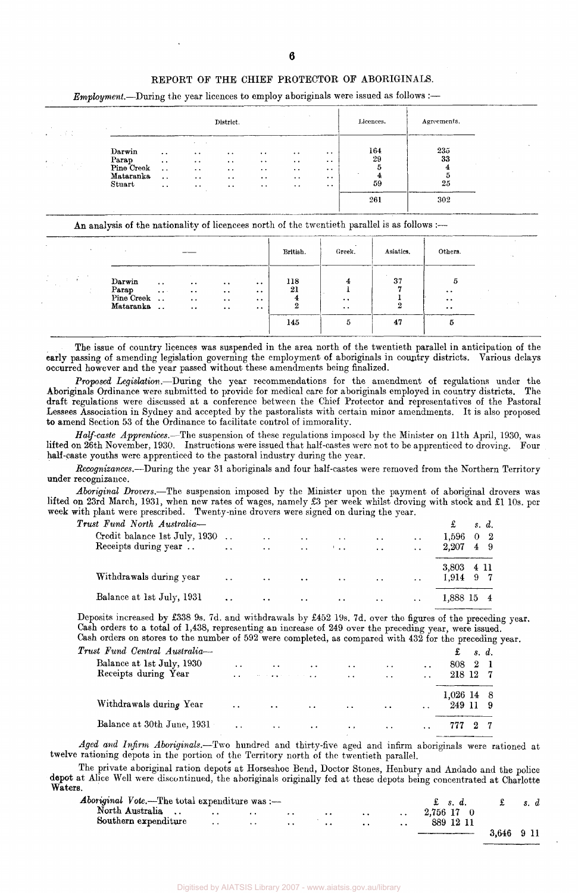## REPORT OF THE CHIEF PROTECTOR OF ABORIGINALS.

*Employment.*—During the year licences to employ aboriginals were issued as follows :—

| District. | Licences. | Agreements. |
|---|---|---|
| Darwin | 164 | 235 |
| Parap | 29 | 33 |
| Pine Creek | 5 | 4 |
| Mataranka | 4 | 5 |
| Stuart | 59 | 25 |
| | 261 | 302 |

An analysis of the nationality of licencees north of the twentieth parallel is as follows :—

| —— | British. | Greek. | Asiatics. | Others. |
|---|---|---|---|---|
| Darwin | 118 | 4 | 37 | 5 |
| Parap | 21 | 1 | 7 | .. |
| Pine Creek | 4 | .. | 1 | .. |
| Mataranka | 2 | .. | 2 | .. |
| | 145 | 5 | 47 | 5 |

The issue of country licences was suspended in the area north of the twentieth parallel in anticipation of the early passing of amending legislation governing the employment of aboriginals in country districts. Various delays occurred however and the year passed without these amendments being finalized.

*Proposed Legislation.*—During the year recommendations for the amendment of regulations under the Aboriginals Ordinance were submitted to provide for medical care for aboriginals employed in country districts. The draft regulations were discussed at a conference between the Chief Protector and representatives of the Pastoral Lessees Association in Sydney and accepted by the pastoralists with certain minor amendments. It is also proposed to amend Section 53 of the Ordinance to facilitate control of immorality.

*Half-caste Apprentices.*—The suspension of these regulations imposed by the Minister on 11th April, 1930, was lifted on 26th November, 1930. Instructions were issued that half-castes were not to be apprenticed to droving. Four half-caste youths were apprenticed to the pastoral industry during the year.

*Recognizances.*—During the year 31 aboriginals and four half-castes were removed from the Northern Territory under recognizance.

*Aboriginal Drovers.*—The suspension imposed by the Minister upon the payment of aboriginal drovers was lifted on 23rd March, 1931, when new rates of wages, namely £3 per week whilst droving with stock and £1 10s. per week with plant were prescribed. Twenty-nine drovers were signed on during the year.

*Trust Fund North Australia*—

| | £ s. d. |
|---|---|
| Credit balance 1st July, 1930 | 1,596 0 2 |
| Receipts during year | 2,207 4 9 |
| | 3,803 4 11 |
| Withdrawals during year | 1,914 9 7 |
| Balance at 1st July, 1931 | 1,888 15 4 |

Deposits increased by £338 9s. 7d. and withdrawals by £452 19s. 7d. over the figures of the preceding year.
Cash orders to a total of 1,438, representing an increase of 249 over the preceding year, were issued.
Cash orders on stores to the number of 592 were completed, as compared with 432 for the preceding year.

*Trust Fund Central Australia*—

| | £ s. d. |
|---|---|
| Balance at 1st July, 1930 | 808 2 1 |
| Receipts during Year | 218 12 7 |
| | 1,026 14 8 |
| Withdrawals during Year | 249 11 9 |
| Balance at 30th June, 1931 | 777 2 7 |

*Aged and Infirm Aboriginals.*—Two hundred and thirty-five aged and infirm aboriginals were rationed at twelve rationing depots in the portion of the Territory north of the twentieth parallel.

The private aboriginal ration depots at Horseshoe Bend, Doctor Stones, Henbury and Andado and the police depot at Alice Well were discontinued, the aboriginals originally fed at these depots being concentrated at Charlotte Waters.

*Aboriginal Vote.*—The total expenditure was :—

| | £ s. d. | £ s. d |
|---|---|---|
| North Australia | 2,756 17 0 | |
| Southern expenditure | 889 12 11 | |
| | | 3,646 9 11 |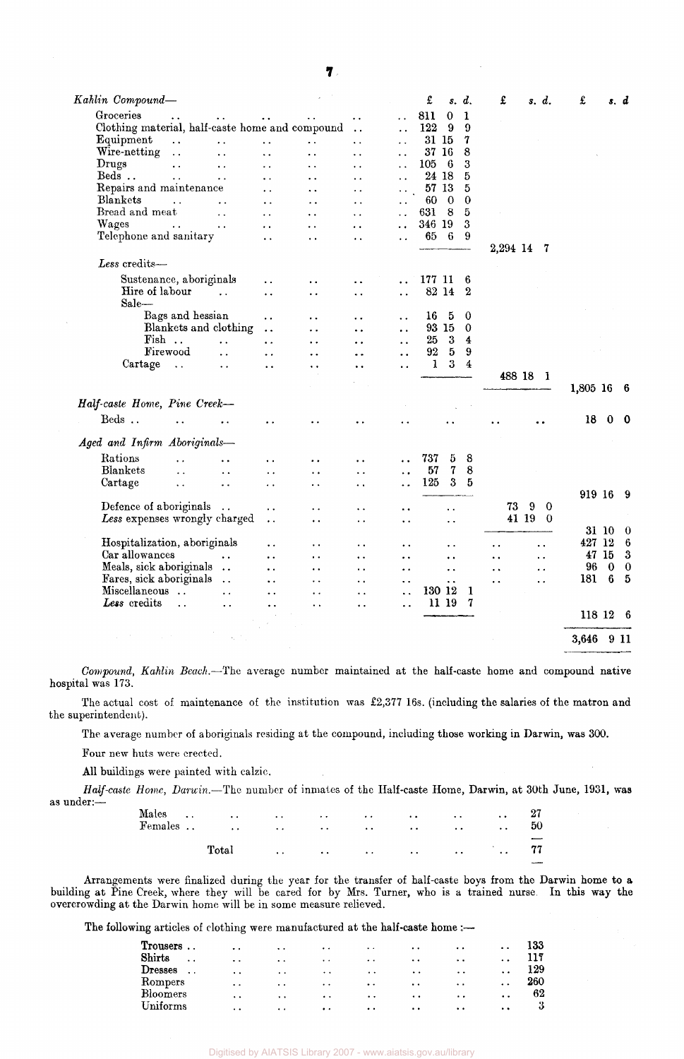| | £ s. d. | £ s. d. | £ s. d. |
|---|---|---|---|
| *Kahlin Compound*— | | | |
| Groceries | 811 0 1 | | |
| Clothing material, half-caste home and compound | 122 9 9 | | |
| Equipment | 31 15 7 | | |
| Wire-netting | 37 16 8 | | |
| Drugs | 105 6 3 | | |
| Beds | 24 18 5 | | |
| Repairs and maintenance | 57 13 5 | | |
| Blankets | 60 0 0 | | |
| Bread and meat | 631 8 5 | | |
| Wages | 346 19 3 | | |
| Telephone and sanitary | 65 6 9 | | |
| | | 2,294 14 7 | |
| *Less* credits— | | | |
| Sustenance, aboriginals | 177 11 6 | | |
| Hire of labour | 82 14 2 | | |
| Sale— | | | |
| Bags and hessian | 16 5 0 | | |
| Blankets and clothing | 93 15 0 | | |
| Fish | 25 3 4 | | |
| Firewood | 92 5 9 | | |
| Cartage | 1 3 4 | | |
| | | 488 18 1 | |
| | | | 1,805 16 6 |
| *Half-caste Home, Pine Creek*— | | | |
| Beds | .. | .. | 18 0 0 |
| *Aged and Infirm Aboriginals*— | | | |
| Rations | 737 5 8 | | |
| Blankets | 57 7 8 | | |
| Cartage | 125 3 5 | | |
| | | | 919 16 9 |
| Defence of aboriginals | .. | 73 9 0 | |
| *Less* expenses wrongly charged | .. | 41 19 0 | |
| | | | 31 10 0 |
| Hospitalization, aboriginals | .. | .. | 427 12 6 |
| Car allowances | .. | .. | 47 15 3 |
| Meals, sick aboriginals | .. | .. | 96 0 0 |
| Fares, sick aboriginals | .. | .. | 181 6 5 |
| Miscellaneous | 130 12 1 | | |
| *Less* credits | 11 19 7 | | |
| | | | 118 12 6 |
| | | | 3,646 9 11 |

*Compound, Kahlin Beach.*—The average number maintained at the half-caste home and compound native hospital was 173.

The actual cost of maintenance of the institution was £2,377 16s. (including the salaries of the matron and the superintendent).

The average number of aboriginals residing at the compound, including those working in Darwin, was 300.

Four new huts were erected.

All buildings were painted with calzic.

*Half-caste Home, Darwin.*—The number of inmates of the Half-caste Home, Darwin, at 30th June, 1931, was as under:—

| | |
|---|---|
| Males | 27 |
| Females | 50 |
| Total | 77 |

Arrangements were finalized during the year for the transfer of half-caste boys from the Darwin home to a building at Pine Creek, where they will be cared for by Mrs. Turner, who is a trained nurse. In this way the overcrowding at the Darwin home will be in some measure relieved.

The following articles of clothing were manufactured at the half-caste home :—

| | |
|---|---|
| Trousers | 133 |
| Shirts | 117 |
| Dresses | 129 |
| Rompers | 260 |
| Bloomers | 62 |
| Uniforms | 3 |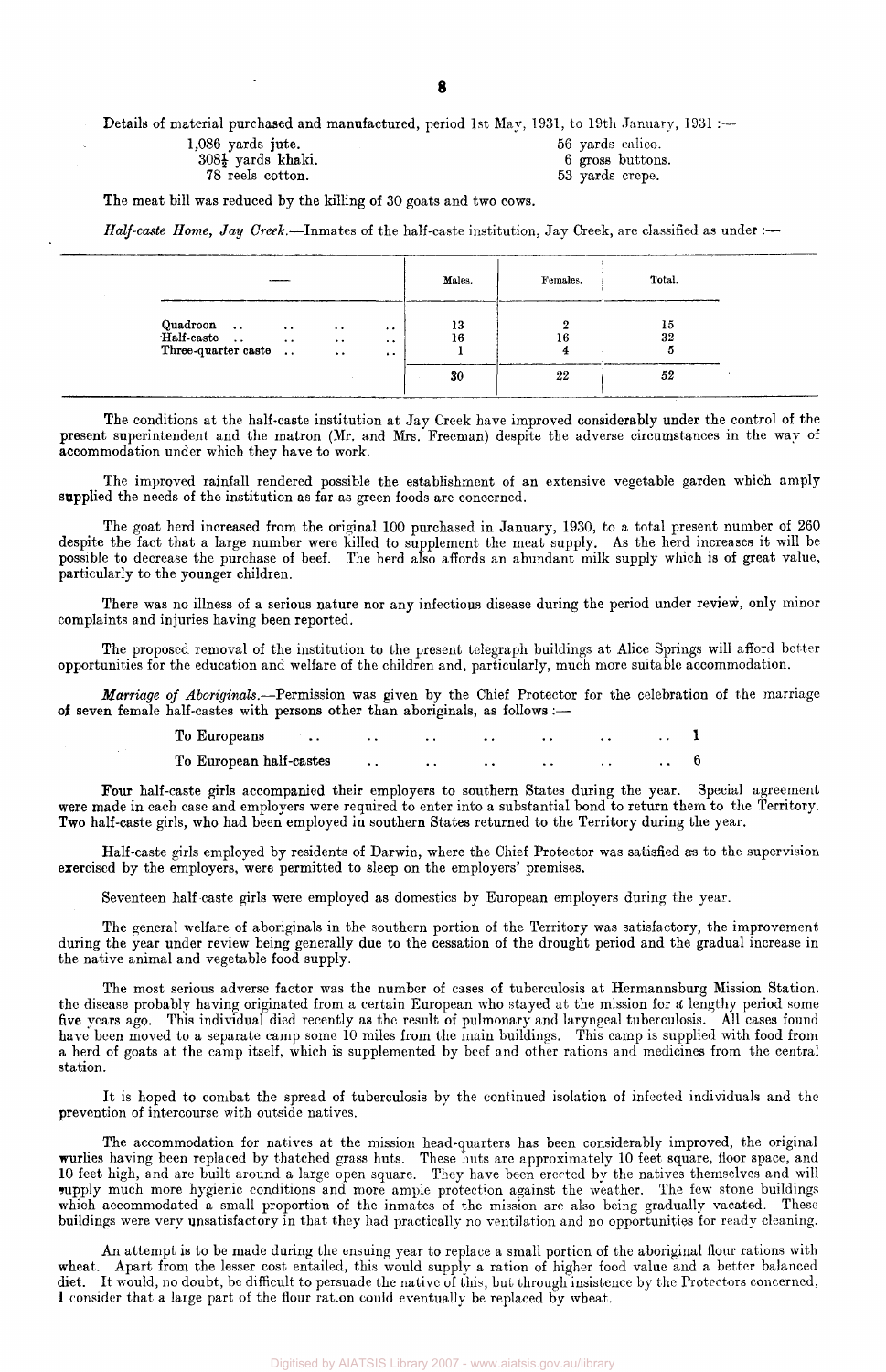Details of material purchased and manufactured, period 1st May, 1931, to 19th January, 1931 :—

1,086 yards jute.
308½ yards khaki.
78 reels cotton.
56 yards calico.
6 gross buttons.
53 yards crepe.

The meat bill was reduced by the killing of 30 goats and two cows.

*Half-caste Home, Jay Creek.*—Inmates of the half-caste institution, Jay Creek, are classified as under :—

| — | Males. | Females. | Total. |
|---|---|---|---|
| Quadroon | 13 | 2 | 15 |
| Half-caste | 16 | 16 | 32 |
| Three-quarter caste | 1 | 4 | 5 |
| | 30 | 22 | 52 |

The conditions at the half-caste institution at Jay Creek have improved considerably under the control of the present superintendent and the matron (Mr. and Mrs. Freeman) despite the adverse circumstances in the way of accommodation under which they have to work.

The improved rainfall rendered possible the establishment of an extensive vegetable garden which amply supplied the needs of the institution as far as green foods are concerned.

The goat herd increased from the original 100 purchased in January, 1930, to a total present number of 260 despite the fact that a large number were killed to supplement the meat supply. As the herd increases it will be possible to decrease the purchase of beef. The herd also affords an abundant milk supply which is of great value, particularly to the younger children.

There was no illness of a serious nature nor any infectious disease during the period under review, only minor complaints and injuries having been reported.

The proposed removal of the institution to the present telegraph buildings at Alice Springs will afford better opportunities for the education and welfare of the children and, particularly, much more suitable accommodation.

***Marriage of Aboriginals.***—Permission was given by the Chief Protector for the celebration of the marriage of seven female half-castes with persons other than aboriginals, as follows :—

| | |
|---|---|
| To Europeans | 1 |
| To European half-castes | 6 |

Four half-caste girls accompanied their employers to southern States during the year. Special agreement were made in each case and employers were required to enter into a substantial bond to return them to the Territory. Two half-caste girls, who had been employed in southern States returned to the Territory during the year.

Half-caste girls employed by residents of Darwin, where the Chief Protector was satisfied as to the supervision exercised by the employers, were permitted to sleep on the employers' premises.

Seventeen half-caste girls were employed as domestics by European employers during the year.

The general welfare of aboriginals in the southern portion of the Territory was satisfactory, the improvement during the year under review being generally due to the cessation of the drought period and the gradual increase in the native animal and vegetable food supply.

The most serious adverse factor was the number of cases of tuberculosis at Hermannsburg Mission Station, the disease probably having originated from a certain European who stayed at the mission for a lengthy period some five years ago. This individual died recently as the result of pulmonary and laryngeal tuberculosis. All cases found have been moved to a separate camp some 10 miles from the main buildings. This camp is supplied with food from a herd of goats at the camp itself, which is supplemented by beef and other rations and medicines from the central station.

It is hoped to combat the spread of tuberculosis by the continued isolation of infected individuals and the prevention of intercourse with outside natives.

The accommodation for natives at the mission head-quarters has been considerably improved, the original wurlies having been replaced by thatched grass huts. These huts are approximately 10 feet square, floor space, and 10 feet high, and are built around a large open square. They have been erected by the natives themselves and will supply much more hygienic conditions and more ample protection against the weather. The few stone buildings which accommodated a small proportion of the inmates of the mission are also being gradually vacated. These buildings were very unsatisfactory in that they had practically no ventilation and no opportunities for ready cleaning.

An attempt is to be made during the ensuing year to replace a small portion of the aboriginal flour rations with wheat. Apart from the lesser cost entailed, this would supply a ration of higher food value and a better balanced diet. It would, no doubt, be difficult to persuade the native of this, but through insistence by the Protectors concerned, I consider that a large part of the flour ration could eventually be replaced by wheat.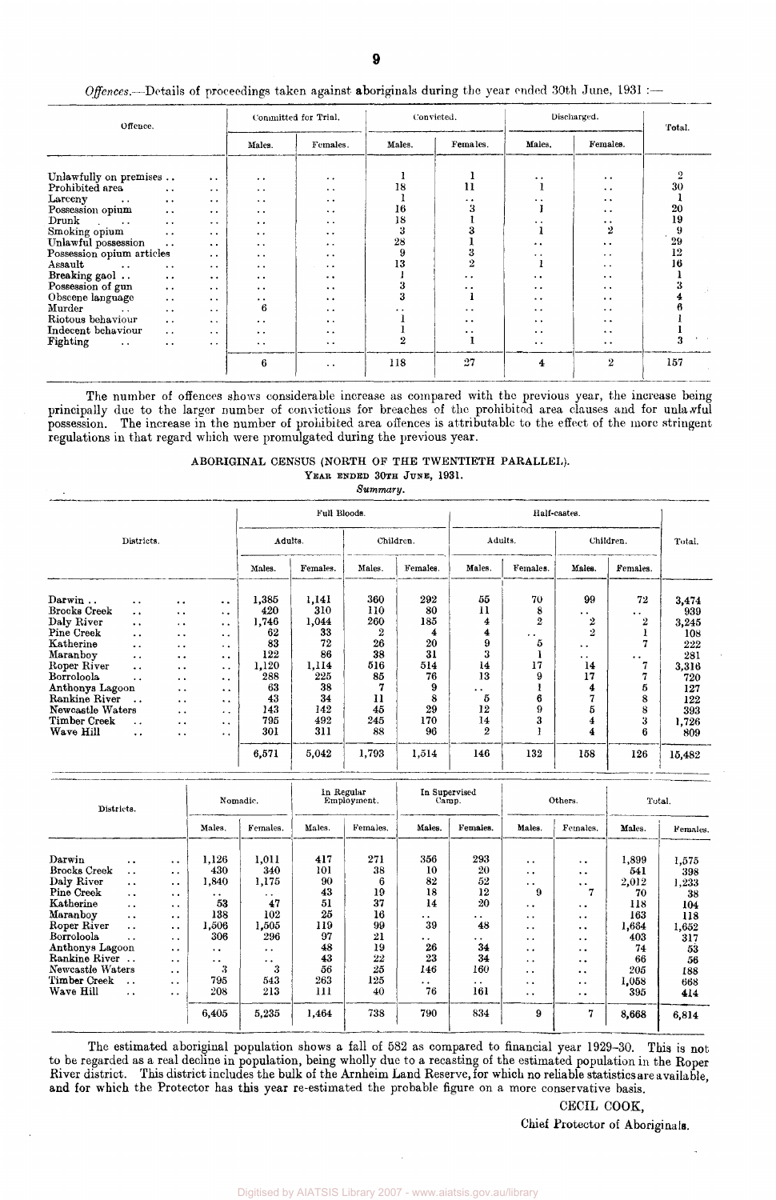*Offences*.—Details of proceedings taken against aboriginals during the year ended 30th June, 1931 :—

| Offence. | Committed for Trial. | | Convicted. | | Discharged. | | Total. |
|---|---|---|---|---|---|---|---|
| | Males. | Females. | Males. | Females. | Males. | Females. | |
| Unlawfully on premises .. | .. | .. | 1 | 1 | .. | .. | 2 |
| Prohibited area | .. | .. | 18 | 11 | 1 | .. | 30 |
| Larceny | .. | .. | 1 | .. | .. | .. | 1 |
| Possession opium | .. | .. | 16 | 3 | 1 | .. | 20 |
| Drunk | .. | .. | 18 | 1 | .. | .. | 19 |
| Smoking opium | .. | .. | 3 | 3 | 1 | 2 | 9 |
| Unlawful possession | .. | .. | 28 | 1 | .. | .. | 29 |
| Possession opium articles | .. | .. | 9 | 3 | .. | .. | 12 |
| Assault | .. | .. | 13 | 2 | 1 | .. | 16 |
| Breaking gaol .. | .. | .. | 1 | .. | .. | .. | 1 |
| Possession of gun | .. | .. | 3 | .. | .. | .. | 3 |
| Obscene language | .. | .. | 3 | 1 | .. | .. | 4 |
| Murder | 6 | .. | .. | .. | .. | .. | 6 |
| Riotous behaviour | .. | .. | 1 | .. | .. | .. | 1 |
| Indecent behaviour | .. | .. | 1 | .. | .. | .. | 1 |
| Fighting | .. | .. | 2 | 1 | .. | .. | 3 |
| | 6 | .. | 118 | 27 | 4 | 2 | 157 |

The number of offences shows considerable increase as compared with the previous year, the increase being principally due to the larger number of convictions for breaches of the prohibited area clauses and for unlawful possession. The increase in the number of prohibited area offences is attributable to the effect of the more stringent regulations in that regard which were promulgated during the previous year.

ABORIGINAL CENSUS (NORTH OF THE TWENTIETH PARALLEL).

YEAR ENDED 30TH JUNE, 1931.

*Summary.*

| Districts. | Full Bloods. | | | | Half-castes. | | | | Total. |
|---|---|---|---|---|---|---|---|---|---|
| | Adults. | | Children. | | Adults. | | Children. | | |
| | Males. | Females. | Males. | Females. | Males. | Females. | Males. | Females. | |
| Darwin .. | 1,385 | 1,141 | 360 | 292 | 55 | 70 | 99 | 72 | 3,474 |
| Brocks Creek | 420 | 310 | 110 | 80 | 11 | 8 | .. | .. | 939 |
| Daly River | 1,746 | 1,044 | 260 | 185 | 4 | 2 | 2 | 2 | 3,245 |
| Pine Creek | 62 | 33 | 2 | 4 | 4 | .. | 2 | 1 | 108 |
| Katherine | 83 | 72 | 26 | 20 | 9 | 5 | .. | 7 | 222 |
| Maranboy | 122 | 86 | 38 | 31 | 3 | 1 | .. | .. | 281 |
| Roper River | 1,120 | 1,114 | 516 | 514 | 14 | 17 | 14 | 7 | 3,316 |
| Borroloola | 288 | 225 | 85 | 76 | 13 | 9 | 17 | 7 | 720 |
| Anthonys Lagoon | 63 | 38 | 7 | 9 | .. | 1 | 4 | 5 | 127 |
| Rankine River .. | 43 | 34 | 11 | 8 | 5 | 6 | 7 | 8 | 122 |
| Newcastle Waters | 143 | 142 | 45 | 29 | 12 | 9 | 5 | 8 | 393 |
| Timber Creek | 795 | 492 | 245 | 170 | 14 | 3 | 4 | 3 | 1,726 |
| Wave Hill | 301 | 311 | 88 | 96 | 2 | 1 | 4 | 6 | 809 |
| | 6,571 | 5,042 | 1,793 | 1,514 | 146 | 132 | 158 | 126 | 15,482 |

| Districts. | Nomadic. | | In Regular Employment. | | In Supervised Camp. | | Others. | | Total. | |
|---|---|---|---|---|---|---|---|---|---|---|
| | Males. | Females. | Males. | Females. | Males. | Females. | Males. | Females. | Males. | Females. |
| Darwin | 1,126 | 1,011 | 417 | 271 | 356 | 293 | .. | .. | 1,899 | 1,575 |
| Brocks Creek | 430 | 340 | 101 | 38 | 10 | 20 | .. | .. | 541 | 398 |
| Daly River | 1,840 | 1,175 | 90 | 6 | 82 | 52 | .. | .. | 2,012 | 1,233 |
| Pine Creek | .. | .. | 43 | 19 | 18 | 12 | 9 | 7 | 70 | 38 |
| Katherine | 53 | 47 | 51 | 37 | 14 | 20 | .. | .. | 118 | 104 |
| Maranboy | 138 | 102 | 25 | 16 | .. | .. | .. | .. | 163 | 118 |
| Roper River | 1,506 | 1,505 | 119 | 99 | 39 | 48 | .. | .. | 1,664 | 1,652 |
| Borroloola | 306 | 296 | 97 | 21 | .. | .. | .. | .. | 403 | 317 |
| Anthonys Lagoon | .. | .. | 48 | 19 | 26 | 34 | .. | .. | 74 | 53 |
| Rankine River .. | .. | .. | 43 | 22 | 23 | 34 | .. | .. | 66 | 56 |
| Newcastle Waters | 3 | 3 | 56 | 25 | 146 | 160 | .. | .. | 205 | 188 |
| Timber Creek .. | 795 | 543 | 263 | 125 | .. | .. | .. | .. | 1,058 | 668 |
| Wave Hill | 208 | 213 | 111 | 40 | 76 | 161 | .. | .. | 395 | 414 |
| | 6,405 | 5,235 | 1,464 | 738 | 790 | 834 | 9 | 7 | 8,668 | 6,814 |

The estimated aboriginal population shows a fall of 582 as compared to financial year 1929–30. This is not to be regarded as a real decline in population, being wholly due to a recasting of the estimated population in the Roper River district. This district includes the bulk of the Arnheim Land Reserve, for which no reliable statistics are available, and for which the Protector has this year re-estimated the probable figure on a more conservative basis.

CECIL COOK,

Chief Protector of Aboriginals.